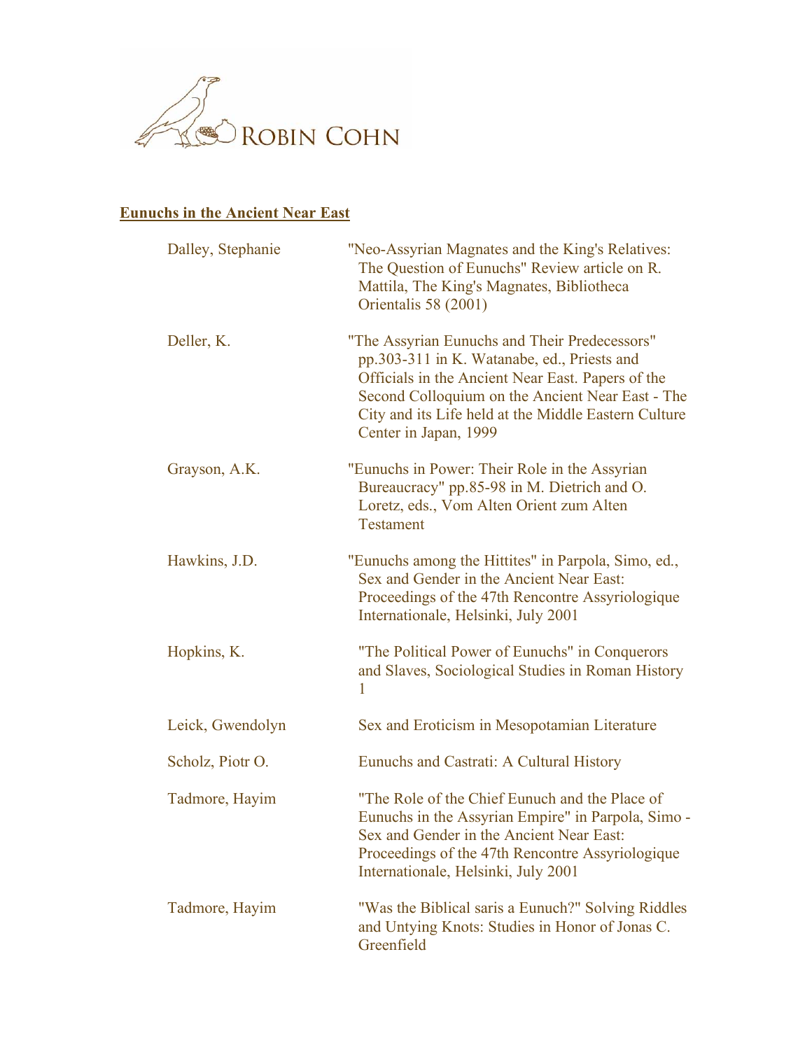Robin Cohn

## Eunuchs in the Ancient Near East

| | |
|---|---|
| Dalley, Stephanie | "Neo-Assyrian Magnates and the King's Relatives: The Question of Eunuchs" Review article on R. Mattila, The King's Magnates, Bibliotheca Orientalis 58 (2001) |
| Deller, K. | "The Assyrian Eunuchs and Their Predecessors" pp.303-311 in K. Watanabe, ed., Priests and Officials in the Ancient Near East. Papers of the Second Colloquium on the Ancient Near East - The City and its Life held at the Middle Eastern Culture Center in Japan, 1999 |
| Grayson, A.K. | "Eunuchs in Power: Their Role in the Assyrian Bureaucracy" pp.85-98 in M. Dietrich and O. Loretz, eds., Vom Alten Orient zum Alten Testament |
| Hawkins, J.D. | "Eunuchs among the Hittites" in Parpola, Simo, ed., Sex and Gender in the Ancient Near East: Proceedings of the 47th Rencontre Assyriologique Internationale, Helsinki, July 2001 |
| Hopkins, K. | "The Political Power of Eunuchs" in Conquerors and Slaves, Sociological Studies in Roman History 1 |
| Leick, Gwendolyn | Sex and Eroticism in Mesopotamian Literature |
| Scholz, Piotr O. | Eunuchs and Castrati: A Cultural History |
| Tadmore, Hayim | "The Role of the Chief Eunuch and the Place of Eunuchs in the Assyrian Empire" in Parpola, Simo - Sex and Gender in the Ancient Near East: Proceedings of the 47th Rencontre Assyriologique Internationale, Helsinki, July 2001 |
| Tadmore, Hayim | "Was the Biblical saris a Eunuch?" Solving Riddles and Untying Knots: Studies in Honor of Jonas C. Greenfield |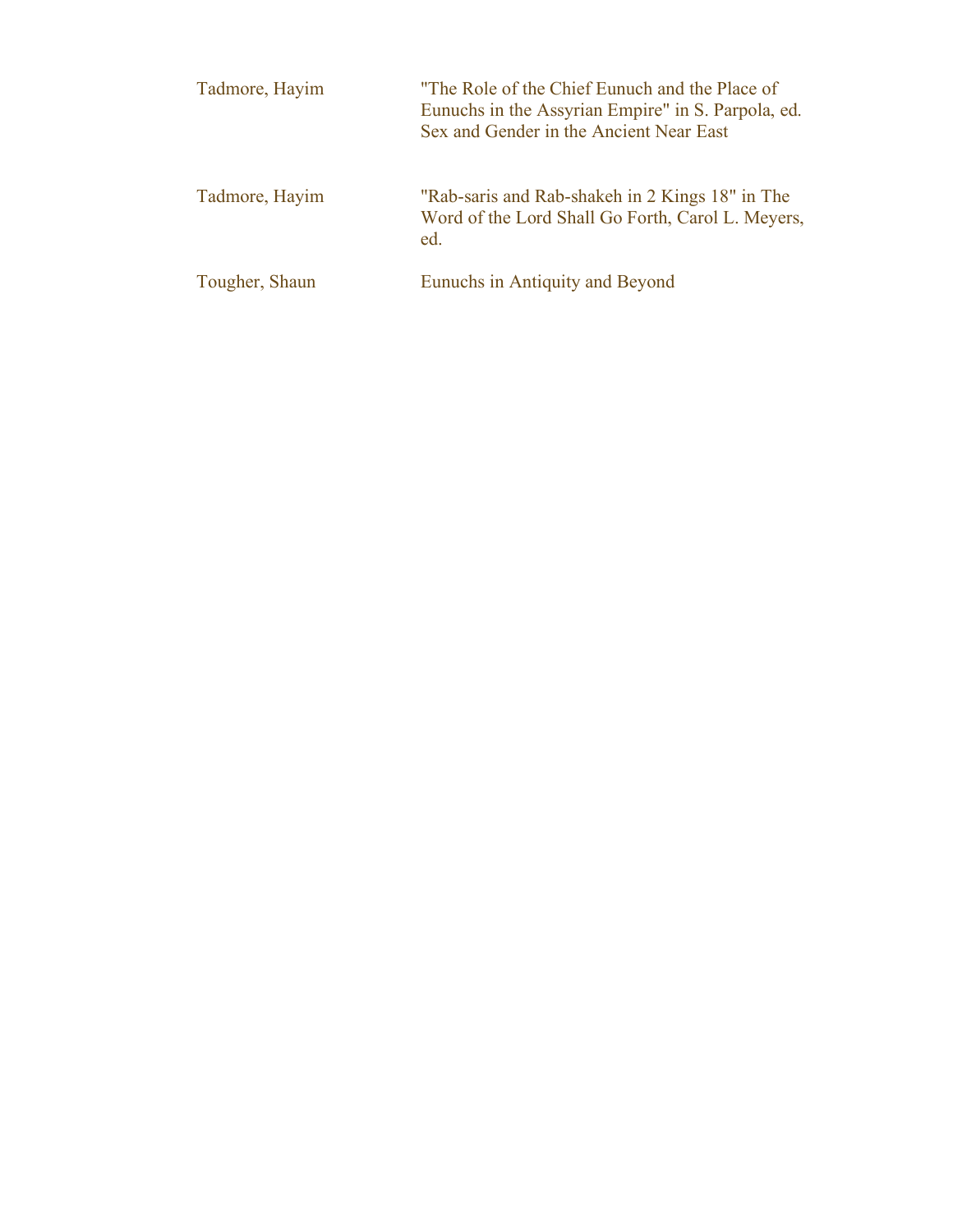| | |
|---|---|
| Tadmore, Hayim | "The Role of the Chief Eunuch and the Place of Eunuchs in the Assyrian Empire" in S. Parpola, ed. Sex and Gender in the Ancient Near East |
| Tadmore, Hayim | "Rab-saris and Rab-shakeh in 2 Kings 18" in The Word of the Lord Shall Go Forth, Carol L. Meyers, ed. |
| Tougher, Shaun | Eunuchs in Antiquity and Beyond |